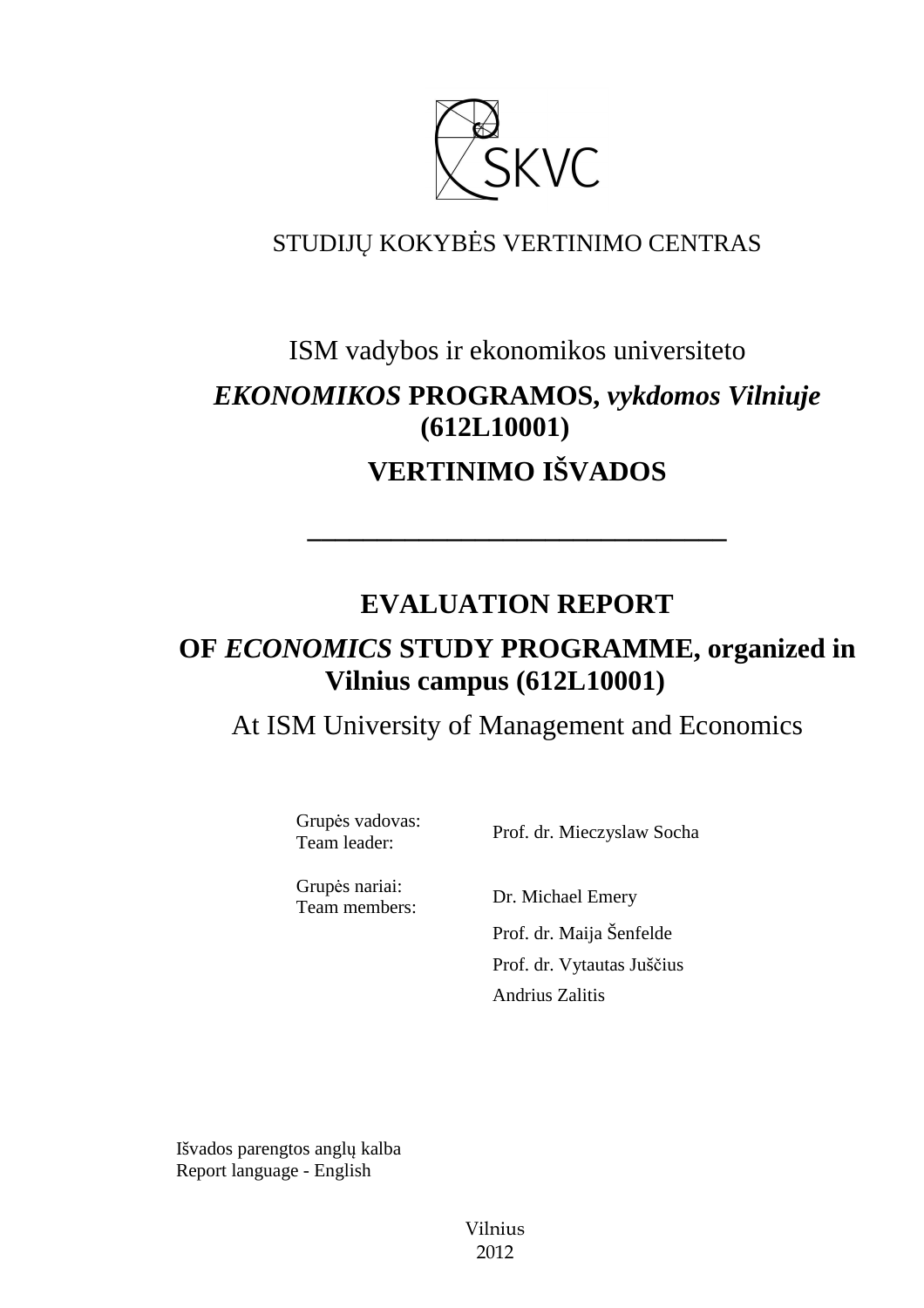SKVC

STUDIJŲ KOKYBĖS VERTINIMO CENTRAS

ISM vadybos ir ekonomikos universiteto

# *EKONOMIKOS* PROGRAMOS, *vykdomos Vilniuje* (612L10001)

# VERTINIMO IŠVADOS

---

# EVALUATION REPORT

# OF *ECONOMICS* STUDY PROGRAMME, organized in Vilnius campus (612L10001)

At ISM University of Management and Economics

| | |
|---|---|
| Grupės vadovas:<br>Team leader: | Prof. dr. Mieczyslaw Socha |
| Grupės nariai:<br>Team members: | Dr. Michael Emery |
| | Prof. dr. Maija Šenfelde |
| | Prof. dr. Vytautas Juščius |
| | Andrius Zalitis |

Išvados parengtos anglų kalba
Report language - English

Vilnius
2012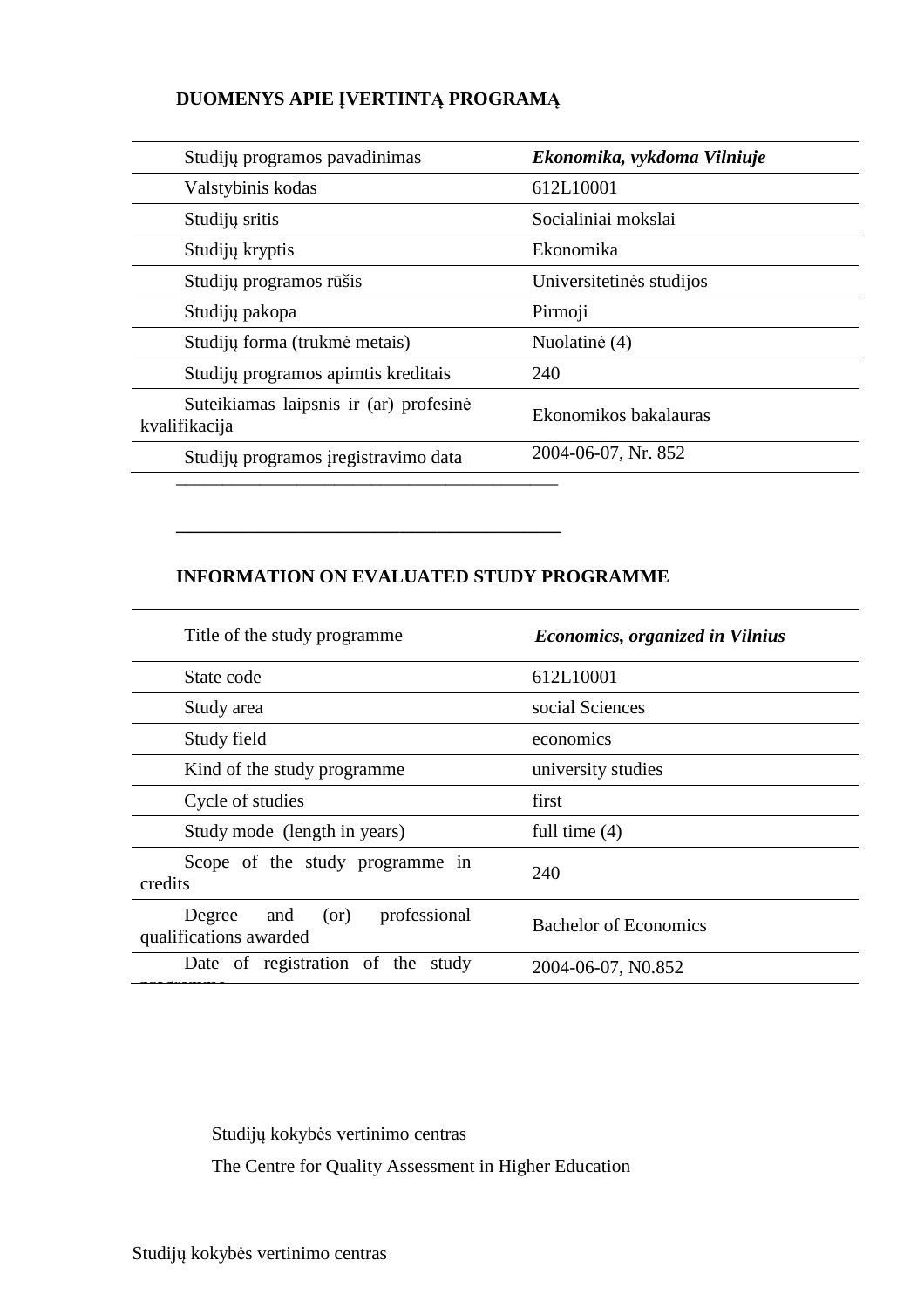**DUOMENYS APIE ĮVERTINTĄ PROGRAMĄ**

| | |
|---|---|
| Studijų programos pavadinimas | ***Ekonomika, vykdoma Vilniuje*** |
| Valstybinis kodas | 612L10001 |
| Studijų sritis | Socialiniai mokslai |
| Studijų kryptis | Ekonomika |
| Studijų programos rūšis | Universitetinės studijos |
| Studijų pakopa | Pirmoji |
| Studijų forma (trukmė metais) | Nuolatinė (4) |
| Studijų programos apimtis kreditais | 240 |
| Suteikiamas laipsnis ir (ar) profesinė kvalifikacija | Ekonomikos bakalauras |
| Studijų programos įregistravimo data | 2004-06-07, Nr. 852 |

**INFORMATION ON EVALUATED STUDY PROGRAMME**

| | |
|---|---|
| Title of the study programme | ***Economics, organized in Vilnius*** |
| State code | 612L10001 |
| Study area | social Sciences |
| Study field | economics |
| Kind of the study programme | university studies |
| Cycle of studies | first |
| Study mode (length in years) | full time (4) |
| Scope of the study programme in credits | 240 |
| Degree and (or) professional qualifications awarded | Bachelor of Economics |
| Date of registration of the study programme | 2004-06-07, N0.852 |

Studijų kokybės vertinimo centras

The Centre for Quality Assessment in Higher Education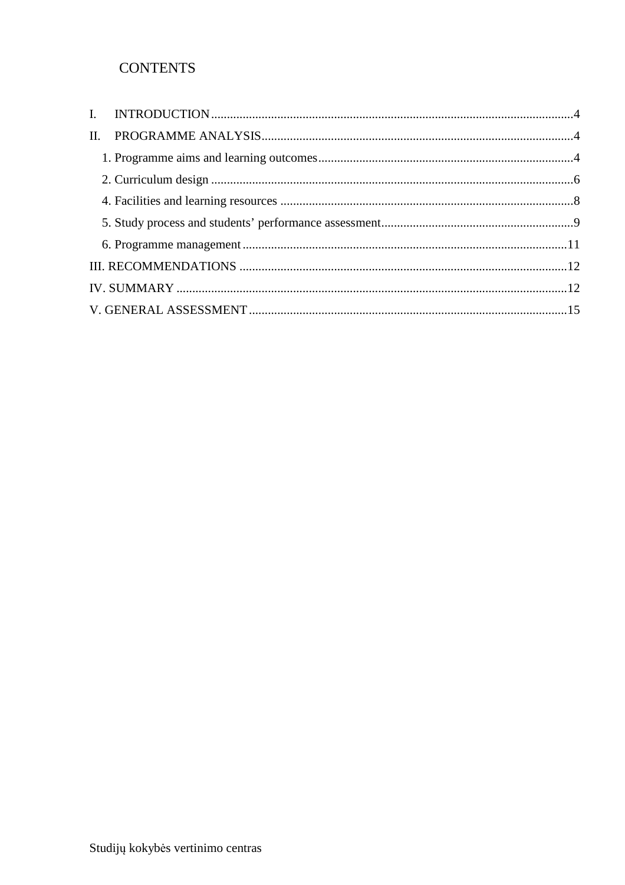# CONTENTS

I. INTRODUCTION ... 4

II. PROGRAMME ANALYSIS ... 4

1. Programme aims and learning outcomes ... 4
2. Curriculum design ... 6
4. Facilities and learning resources ... 8
5. Study process and students' performance assessment ... 9
6. Programme management ... 11

III. RECOMMENDATIONS ... 12

IV. SUMMARY ... 12

V. GENERAL ASSESSMENT ... 15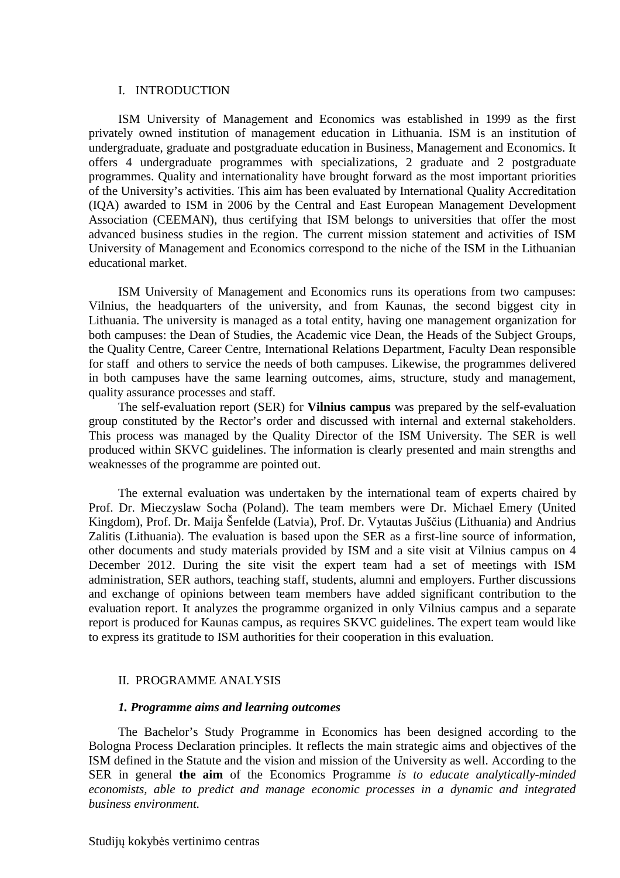## I. INTRODUCTION

ISM University of Management and Economics was established in 1999 as the first privately owned institution of management education in Lithuania. ISM is an institution of undergraduate, graduate and postgraduate education in Business, Management and Economics. It offers 4 undergraduate programmes with specializations, 2 graduate and 2 postgraduate programmes. Quality and internationality have brought forward as the most important priorities of the University's activities. This aim has been evaluated by International Quality Accreditation (IQA) awarded to ISM in 2006 by the Central and East European Management Development Association (CEEMAN), thus certifying that ISM belongs to universities that offer the most advanced business studies in the region. The current mission statement and activities of ISM University of Management and Economics correspond to the niche of the ISM in the Lithuanian educational market.

ISM University of Management and Economics runs its operations from two campuses: Vilnius, the headquarters of the university, and from Kaunas, the second biggest city in Lithuania. The university is managed as a total entity, having one management organization for both campuses: the Dean of Studies, the Academic vice Dean, the Heads of the Subject Groups, the Quality Centre, Career Centre, International Relations Department, Faculty Dean responsible for staff and others to service the needs of both campuses. Likewise, the programmes delivered in both campuses have the same learning outcomes, aims, structure, study and management, quality assurance processes and staff.

The self-evaluation report (SER) for **Vilnius campus** was prepared by the self-evaluation group constituted by the Rector's order and discussed with internal and external stakeholders. This process was managed by the Quality Director of the ISM University. The SER is well produced within SKVC guidelines. The information is clearly presented and main strengths and weaknesses of the programme are pointed out.

The external evaluation was undertaken by the international team of experts chaired by Prof. Dr. Mieczyslaw Socha (Poland). The team members were Dr. Michael Emery (United Kingdom), Prof. Dr. Maija Šenfelde (Latvia), Prof. Dr. Vytautas Juščius (Lithuania) and Andrius Zalitis (Lithuania). The evaluation is based upon the SER as a first-line source of information, other documents and study materials provided by ISM and a site visit at Vilnius campus on 4 December 2012. During the site visit the expert team had a set of meetings with ISM administration, SER authors, teaching staff, students, alumni and employers. Further discussions and exchange of opinions between team members have added significant contribution to the evaluation report. It analyzes the programme organized in only Vilnius campus and a separate report is produced for Kaunas campus, as requires SKVC guidelines. The expert team would like to express its gratitude to ISM authorities for their cooperation in this evaluation.

## II. PROGRAMME ANALYSIS

### *1. Programme aims and learning outcomes*

The Bachelor's Study Programme in Economics has been designed according to the Bologna Process Declaration principles. It reflects the main strategic aims and objectives of the ISM defined in the Statute and the vision and mission of the University as well. According to the SER in general **the aim** of the Economics Programme *is to educate analytically-minded economists, able to predict and manage economic processes in a dynamic and integrated business environment.*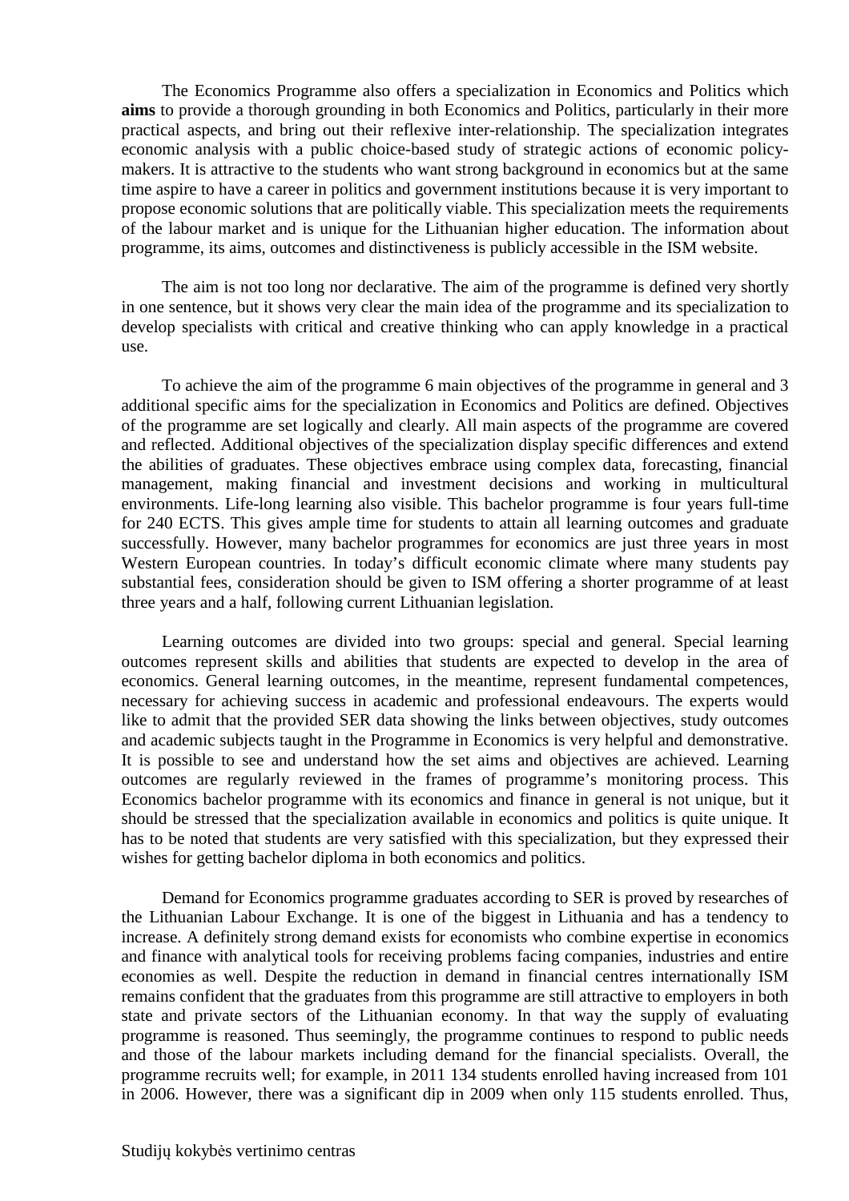The Economics Programme also offers a specialization in Economics and Politics which **aims** to provide a thorough grounding in both Economics and Politics, particularly in their more practical aspects, and bring out their reflexive inter-relationship. The specialization integrates economic analysis with a public choice-based study of strategic actions of economic policy-makers. It is attractive to the students who want strong background in economics but at the same time aspire to have a career in politics and government institutions because it is very important to propose economic solutions that are politically viable. This specialization meets the requirements of the labour market and is unique for the Lithuanian higher education. The information about programme, its aims, outcomes and distinctiveness is publicly accessible in the ISM website.

The aim is not too long nor declarative. The aim of the programme is defined very shortly in one sentence, but it shows very clear the main idea of the programme and its specialization to develop specialists with critical and creative thinking who can apply knowledge in a practical use.

To achieve the aim of the programme 6 main objectives of the programme in general and 3 additional specific aims for the specialization in Economics and Politics are defined. Objectives of the programme are set logically and clearly. All main aspects of the programme are covered and reflected. Additional objectives of the specialization display specific differences and extend the abilities of graduates. These objectives embrace using complex data, forecasting, financial management, making financial and investment decisions and working in multicultural environments. Life-long learning also visible. This bachelor programme is four years full-time for 240 ECTS. This gives ample time for students to attain all learning outcomes and graduate successfully. However, many bachelor programmes for economics are just three years in most Western European countries. In today's difficult economic climate where many students pay substantial fees, consideration should be given to ISM offering a shorter programme of at least three years and a half, following current Lithuanian legislation.

Learning outcomes are divided into two groups: special and general. Special learning outcomes represent skills and abilities that students are expected to develop in the area of economics. General learning outcomes, in the meantime, represent fundamental competences, necessary for achieving success in academic and professional endeavours. The experts would like to admit that the provided SER data showing the links between objectives, study outcomes and academic subjects taught in the Programme in Economics is very helpful and demonstrative. It is possible to see and understand how the set aims and objectives are achieved. Learning outcomes are regularly reviewed in the frames of programme's monitoring process. This Economics bachelor programme with its economics and finance in general is not unique, but it should be stressed that the specialization available in economics and politics is quite unique. It has to be noted that students are very satisfied with this specialization, but they expressed their wishes for getting bachelor diploma in both economics and politics.

Demand for Economics programme graduates according to SER is proved by researches of the Lithuanian Labour Exchange. It is one of the biggest in Lithuania and has a tendency to increase. A definitely strong demand exists for economists who combine expertise in economics and finance with analytical tools for receiving problems facing companies, industries and entire economies as well. Despite the reduction in demand in financial centres internationally ISM remains confident that the graduates from this programme are still attractive to employers in both state and private sectors of the Lithuanian economy. In that way the supply of evaluating programme is reasoned. Thus seemingly, the programme continues to respond to public needs and those of the labour markets including demand for the financial specialists. Overall, the programme recruits well; for example, in 2011 134 students enrolled having increased from 101 in 2006. However, there was a significant dip in 2009 when only 115 students enrolled. Thus,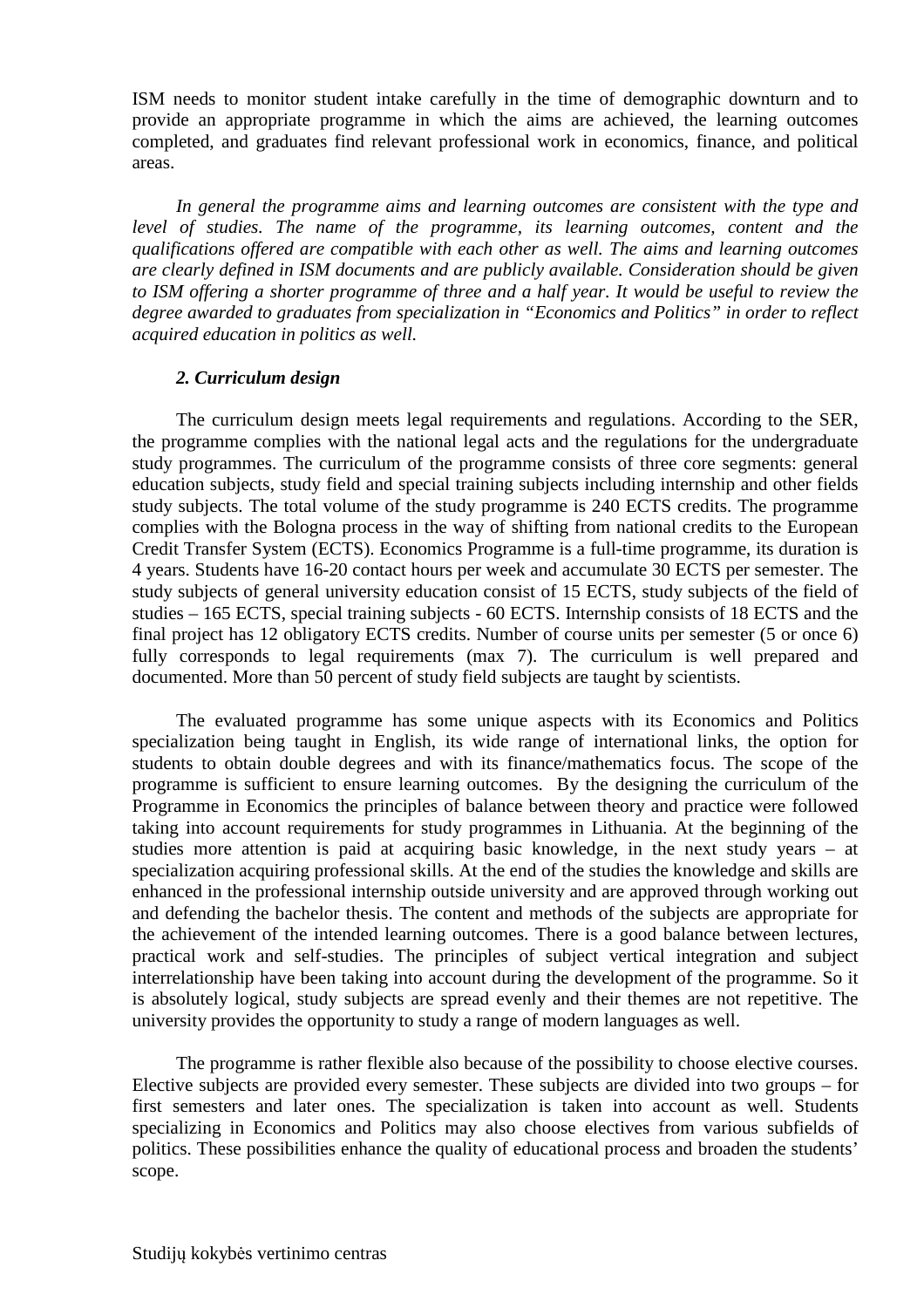ISM needs to monitor student intake carefully in the time of demographic downturn and to provide an appropriate programme in which the aims are achieved, the learning outcomes completed, and graduates find relevant professional work in economics, finance, and political areas.

*In general the programme aims and learning outcomes are consistent with the type and level of studies. The name of the programme, its learning outcomes, content and the qualifications offered are compatible with each other as well. The aims and learning outcomes are clearly defined in ISM documents and are publicly available. Consideration should be given to ISM offering a shorter programme of three and a half year. It would be useful to review the degree awarded to graduates from specialization in "Economics and Politics" in order to reflect acquired education in politics as well.*

### *2. Curriculum design*

The curriculum design meets legal requirements and regulations. According to the SER, the programme complies with the national legal acts and the regulations for the undergraduate study programmes. The curriculum of the programme consists of three core segments: general education subjects, study field and special training subjects including internship and other fields study subjects. The total volume of the study programme is 240 ECTS credits. The programme complies with the Bologna process in the way of shifting from national credits to the European Credit Transfer System (ECTS). Economics Programme is a full-time programme, its duration is 4 years. Students have 16-20 contact hours per week and accumulate 30 ECTS per semester. The study subjects of general university education consist of 15 ECTS, study subjects of the field of studies – 165 ECTS, special training subjects - 60 ECTS. Internship consists of 18 ECTS and the final project has 12 obligatory ECTS credits. Number of course units per semester (5 or once 6) fully corresponds to legal requirements (max 7). The curriculum is well prepared and documented. More than 50 percent of study field subjects are taught by scientists.

The evaluated programme has some unique aspects with its Economics and Politics specialization being taught in English, its wide range of international links, the option for students to obtain double degrees and with its finance/mathematics focus. The scope of the programme is sufficient to ensure learning outcomes. By the designing the curriculum of the Programme in Economics the principles of balance between theory and practice were followed taking into account requirements for study programmes in Lithuania. At the beginning of the studies more attention is paid at acquiring basic knowledge, in the next study years – at specialization acquiring professional skills. At the end of the studies the knowledge and skills are enhanced in the professional internship outside university and are approved through working out and defending the bachelor thesis. The content and methods of the subjects are appropriate for the achievement of the intended learning outcomes. There is a good balance between lectures, practical work and self-studies. The principles of subject vertical integration and subject interrelationship have been taking into account during the development of the programme. So it is absolutely logical, study subjects are spread evenly and their themes are not repetitive. The university provides the opportunity to study a range of modern languages as well.

The programme is rather flexible also because of the possibility to choose elective courses. Elective subjects are provided every semester. These subjects are divided into two groups – for first semesters and later ones. The specialization is taken into account as well. Students specializing in Economics and Politics may also choose electives from various subfields of politics. These possibilities enhance the quality of educational process and broaden the students' scope.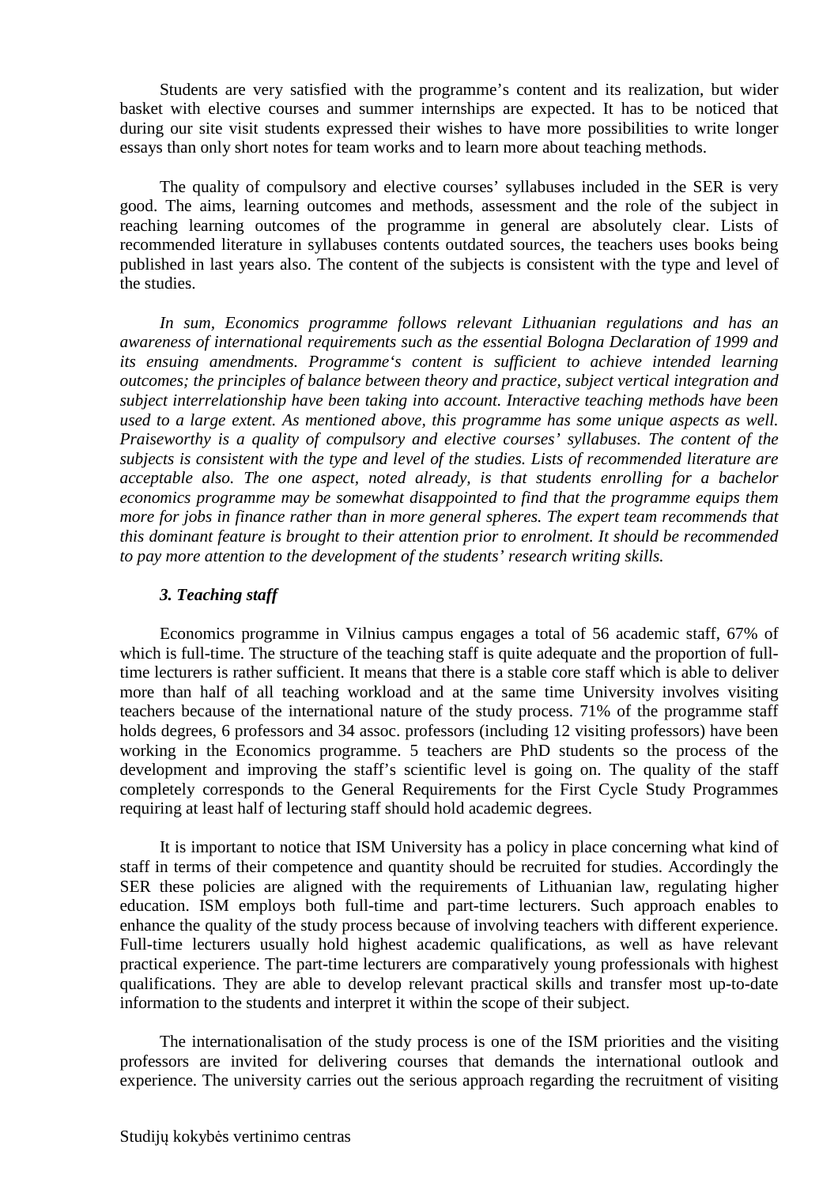Students are very satisfied with the programme's content and its realization, but wider basket with elective courses and summer internships are expected. It has to be noticed that during our site visit students expressed their wishes to have more possibilities to write longer essays than only short notes for team works and to learn more about teaching methods.

The quality of compulsory and elective courses' syllabuses included in the SER is very good. The aims, learning outcomes and methods, assessment and the role of the subject in reaching learning outcomes of the programme in general are absolutely clear. Lists of recommended literature in syllabuses contents outdated sources, the teachers uses books being published in last years also. The content of the subjects is consistent with the type and level of the studies.

*In sum, Economics programme follows relevant Lithuanian regulations and has an awareness of international requirements such as the essential Bologna Declaration of 1999 and its ensuing amendments. Programme's content is sufficient to achieve intended learning outcomes; the principles of balance between theory and practice, subject vertical integration and subject interrelationship have been taking into account. Interactive teaching methods have been used to a large extent. As mentioned above, this programme has some unique aspects as well. Praiseworthy is a quality of compulsory and elective courses' syllabuses. The content of the subjects is consistent with the type and level of the studies. Lists of recommended literature are acceptable also. The one aspect, noted already, is that students enrolling for a bachelor economics programme may be somewhat disappointed to find that the programme equips them more for jobs in finance rather than in more general spheres. The expert team recommends that this dominant feature is brought to their attention prior to enrolment. It should be recommended to pay more attention to the development of the students' research writing skills.*

### *3. Teaching staff*

Economics programme in Vilnius campus engages a total of 56 academic staff, 67% of which is full-time. The structure of the teaching staff is quite adequate and the proportion of full-time lecturers is rather sufficient. It means that there is a stable core staff which is able to deliver more than half of all teaching workload and at the same time University involves visiting teachers because of the international nature of the study process. 71% of the programme staff holds degrees, 6 professors and 34 assoc. professors (including 12 visiting professors) have been working in the Economics programme. 5 teachers are PhD students so the process of the development and improving the staff's scientific level is going on. The quality of the staff completely corresponds to the General Requirements for the First Cycle Study Programmes requiring at least half of lecturing staff should hold academic degrees.

It is important to notice that ISM University has a policy in place concerning what kind of staff in terms of their competence and quantity should be recruited for studies. Accordingly the SER these policies are aligned with the requirements of Lithuanian law, regulating higher education. ISM employs both full-time and part-time lecturers. Such approach enables to enhance the quality of the study process because of involving teachers with different experience. Full-time lecturers usually hold highest academic qualifications, as well as have relevant practical experience. The part-time lecturers are comparatively young professionals with highest qualifications. They are able to develop relevant practical skills and transfer most up-to-date information to the students and interpret it within the scope of their subject.

The internationalisation of the study process is one of the ISM priorities and the visiting professors are invited for delivering courses that demands the international outlook and experience. The university carries out the serious approach regarding the recruitment of visiting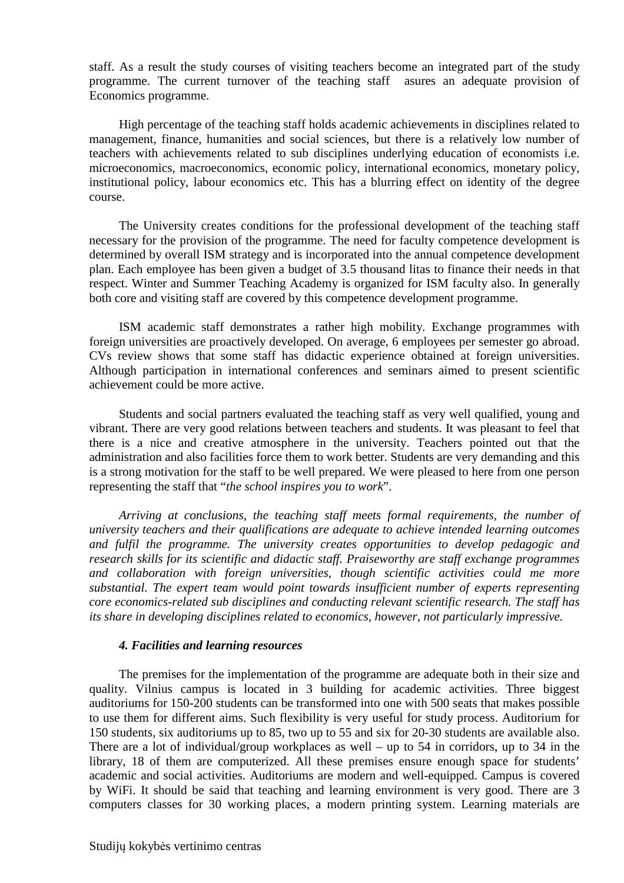staff. As a result the study courses of visiting teachers become an integrated part of the study programme. The current turnover of the teaching staff asures an adequate provision of Economics programme.

High percentage of the teaching staff holds academic achievements in disciplines related to management, finance, humanities and social sciences, but there is a relatively low number of teachers with achievements related to sub disciplines underlying education of economists i.e. microeconomics, macroeconomics, economic policy, international economics, monetary policy, institutional policy, labour economics etc. This has a blurring effect on identity of the degree course.

The University creates conditions for the professional development of the teaching staff necessary for the provision of the programme. The need for faculty competence development is determined by overall ISM strategy and is incorporated into the annual competence development plan. Each employee has been given a budget of 3.5 thousand litas to finance their needs in that respect. Winter and Summer Teaching Academy is organized for ISM faculty also. In generally both core and visiting staff are covered by this competence development programme.

ISM academic staff demonstrates a rather high mobility. Exchange programmes with foreign universities are proactively developed. On average, 6 employees per semester go abroad. CVs review shows that some staff has didactic experience obtained at foreign universities. Although participation in international conferences and seminars aimed to present scientific achievement could be more active.

Students and social partners evaluated the teaching staff as very well qualified, young and vibrant. There are very good relations between teachers and students. It was pleasant to feel that there is a nice and creative atmosphere in the university. Teachers pointed out that the administration and also facilities force them to work better. Students are very demanding and this is a strong motivation for the staff to be well prepared. We were pleased to here from one person representing the staff that "*the school inspires you to work*".

*Arriving at conclusions, the teaching staff meets formal requirements, the number of university teachers and their qualifications are adequate to achieve intended learning outcomes and fulfil the programme. The university creates opportunities to develop pedagogic and research skills for its scientific and didactic staff. Praiseworthy are staff exchange programmes and collaboration with foreign universities, though scientific activities could me more substantial. The expert team would point towards insufficient number of experts representing core economics-related sub disciplines and conducting relevant scientific research. The staff has its share in developing disciplines related to economics, however, not particularly impressive.*

#### *4. Facilities and learning resources*

The premises for the implementation of the programme are adequate both in their size and quality. Vilnius campus is located in 3 building for academic activities. Three biggest auditoriums for 150-200 students can be transformed into one with 500 seats that makes possible to use them for different aims. Such flexibility is very useful for study process. Auditorium for 150 students, six auditoriums up to 85, two up to 55 and six for 20-30 students are available also. There are a lot of individual/group workplaces as well – up to 54 in corridors, up to 34 in the library, 18 of them are computerized. All these premises ensure enough space for students' academic and social activities. Auditoriums are modern and well-equipped. Campus is covered by WiFi. It should be said that teaching and learning environment is very good. There are 3 computers classes for 30 working places, a modern printing system. Learning materials are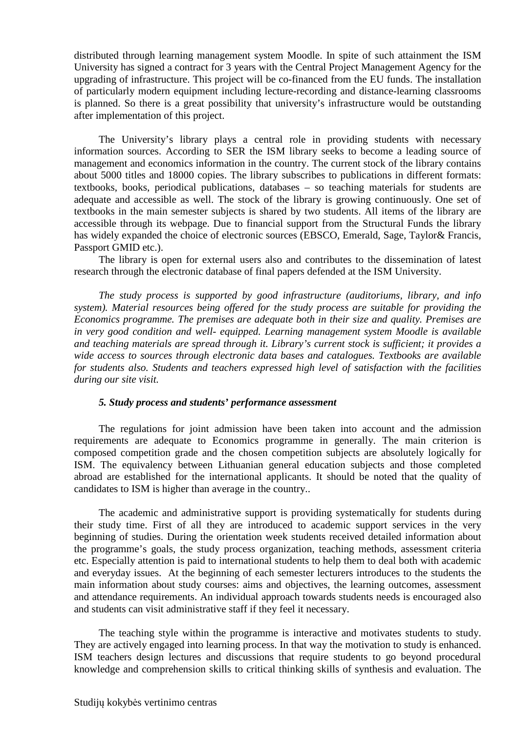distributed through learning management system Moodle. In spite of such attainment the ISM University has signed a contract for 3 years with the Central Project Management Agency for the upgrading of infrastructure. This project will be co-financed from the EU funds. The installation of particularly modern equipment including lecture-recording and distance-learning classrooms is planned. So there is a great possibility that university's infrastructure would be outstanding after implementation of this project.

The University's library plays a central role in providing students with necessary information sources. According to SER the ISM library seeks to become a leading source of management and economics information in the country. The current stock of the library contains about 5000 titles and 18000 copies. The library subscribes to publications in different formats: textbooks, books, periodical publications, databases – so teaching materials for students are adequate and accessible as well. The stock of the library is growing continuously. One set of textbooks in the main semester subjects is shared by two students. All items of the library are accessible through its webpage. Due to financial support from the Structural Funds the library has widely expanded the choice of electronic sources (EBSCO, Emerald, Sage, Taylor& Francis, Passport GMID etc.).

The library is open for external users also and contributes to the dissemination of latest research through the electronic database of final papers defended at the ISM University.

*The study process is supported by good infrastructure (auditoriums, library, and info system). Material resources being offered for the study process are suitable for providing the Economics programme. The premises are adequate both in their size and quality. Premises are in very good condition and well- equipped. Learning management system Moodle is available and teaching materials are spread through it. Library's current stock is sufficient; it provides a wide access to sources through electronic data bases and catalogues. Textbooks are available for students also. Students and teachers expressed high level of satisfaction with the facilities during our site visit.*

### *5. Study process and students' performance assessment*

The regulations for joint admission have been taken into account and the admission requirements are adequate to Economics programme in generally. The main criterion is composed competition grade and the chosen competition subjects are absolutely logically for ISM. The equivalency between Lithuanian general education subjects and those completed abroad are established for the international applicants. It should be noted that the quality of candidates to ISM is higher than average in the country..

The academic and administrative support is providing systematically for students during their study time. First of all they are introduced to academic support services in the very beginning of studies. During the orientation week students received detailed information about the programme's goals, the study process organization, teaching methods, assessment criteria etc. Especially attention is paid to international students to help them to deal both with academic and everyday issues. At the beginning of each semester lecturers introduces to the students the main information about study courses: aims and objectives, the learning outcomes, assessment and attendance requirements. An individual approach towards students needs is encouraged also and students can visit administrative staff if they feel it necessary.

The teaching style within the programme is interactive and motivates students to study. They are actively engaged into learning process. In that way the motivation to study is enhanced. ISM teachers design lectures and discussions that require students to go beyond procedural knowledge and comprehension skills to critical thinking skills of synthesis and evaluation. The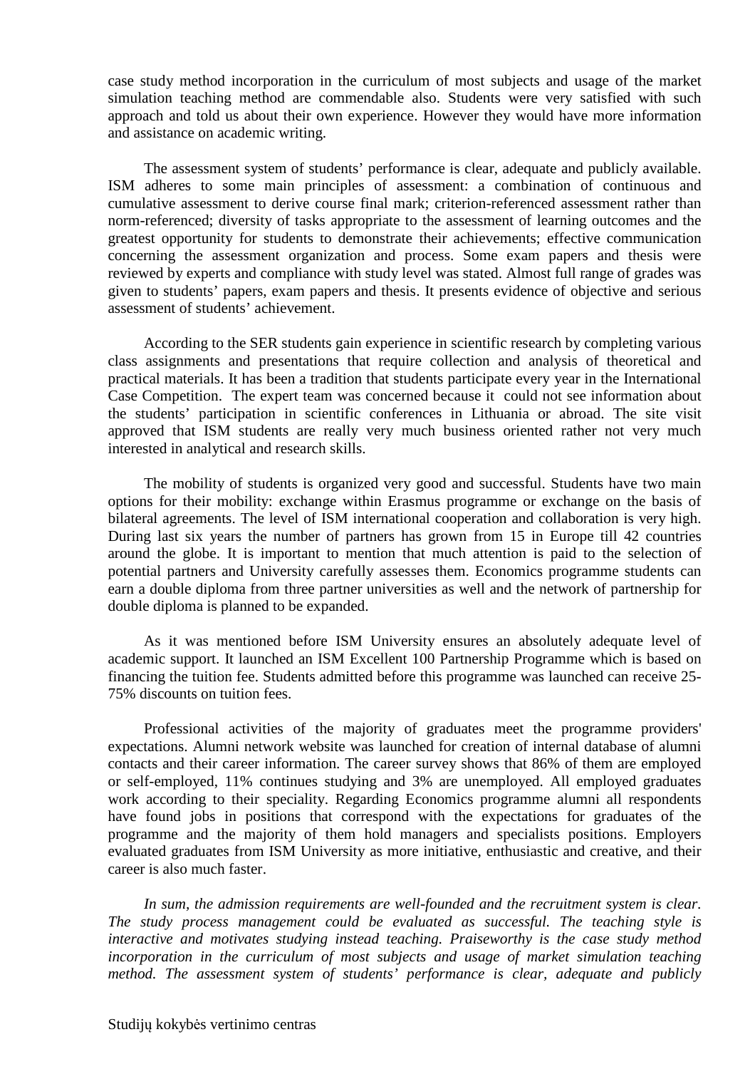case study method incorporation in the curriculum of most subjects and usage of the market simulation teaching method are commendable also. Students were very satisfied with such approach and told us about their own experience. However they would have more information and assistance on academic writing.

The assessment system of students' performance is clear, adequate and publicly available. ISM adheres to some main principles of assessment: a combination of continuous and cumulative assessment to derive course final mark; criterion-referenced assessment rather than norm-referenced; diversity of tasks appropriate to the assessment of learning outcomes and the greatest opportunity for students to demonstrate their achievements; effective communication concerning the assessment organization and process. Some exam papers and thesis were reviewed by experts and compliance with study level was stated. Almost full range of grades was given to students' papers, exam papers and thesis. It presents evidence of objective and serious assessment of students' achievement.

According to the SER students gain experience in scientific research by completing various class assignments and presentations that require collection and analysis of theoretical and practical materials. It has been a tradition that students participate every year in the International Case Competition. The expert team was concerned because it could not see information about the students' participation in scientific conferences in Lithuania or abroad. The site visit approved that ISM students are really very much business oriented rather not very much interested in analytical and research skills.

The mobility of students is organized very good and successful. Students have two main options for their mobility: exchange within Erasmus programme or exchange on the basis of bilateral agreements. The level of ISM international cooperation and collaboration is very high. During last six years the number of partners has grown from 15 in Europe till 42 countries around the globe. It is important to mention that much attention is paid to the selection of potential partners and University carefully assesses them. Economics programme students can earn a double diploma from three partner universities as well and the network of partnership for double diploma is planned to be expanded.

As it was mentioned before ISM University ensures an absolutely adequate level of academic support. It launched an ISM Excellent 100 Partnership Programme which is based on financing the tuition fee. Students admitted before this programme was launched can receive 25-75% discounts on tuition fees.

Professional activities of the majority of graduates meet the programme providers' expectations. Alumni network website was launched for creation of internal database of alumni contacts and their career information. The career survey shows that 86% of them are employed or self-employed, 11% continues studying and 3% are unemployed. All employed graduates work according to their speciality. Regarding Economics programme alumni all respondents have found jobs in positions that correspond with the expectations for graduates of the programme and the majority of them hold managers and specialists positions. Employers evaluated graduates from ISM University as more initiative, enthusiastic and creative, and their career is also much faster.

*In sum, the admission requirements are well-founded and the recruitment system is clear. The study process management could be evaluated as successful. The teaching style is interactive and motivates studying instead teaching. Praiseworthy is the case study method incorporation in the curriculum of most subjects and usage of market simulation teaching method. The assessment system of students' performance is clear, adequate and publicly*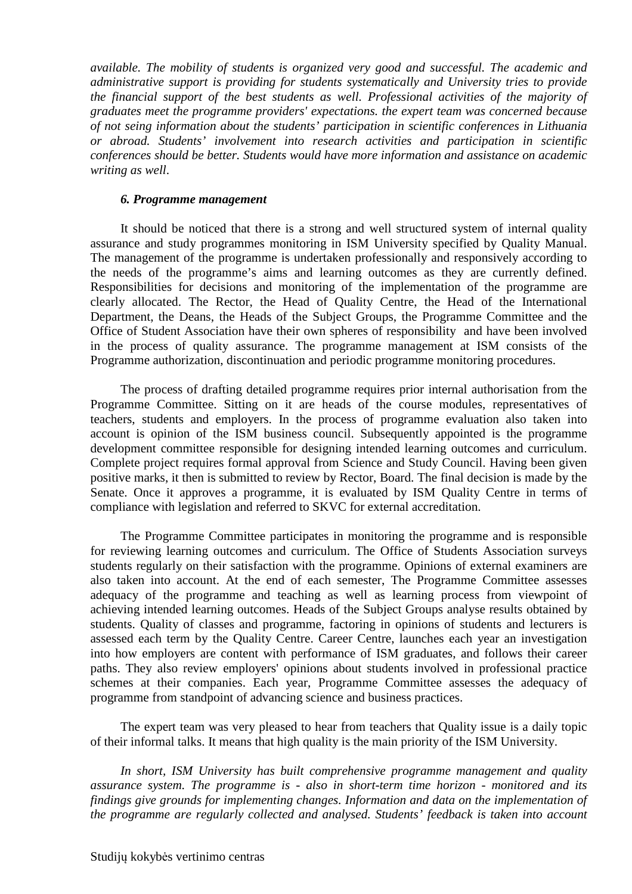*available. The mobility of students is organized very good and successful. The academic and administrative support is providing for students systematically and University tries to provide the financial support of the best students as well. Professional activities of the majority of graduates meet the programme providers' expectations. the expert team was concerned because of not seing information about the students' participation in scientific conferences in Lithuania or abroad. Students' involvement into research activities and participation in scientific conferences should be better. Students would have more information and assistance on academic writing as well.*

### *6. Programme management*

It should be noticed that there is a strong and well structured system of internal quality assurance and study programmes monitoring in ISM University specified by Quality Manual. The management of the programme is undertaken professionally and responsively according to the needs of the programme's aims and learning outcomes as they are currently defined. Responsibilities for decisions and monitoring of the implementation of the programme are clearly allocated. The Rector, the Head of Quality Centre, the Head of the International Department, the Deans, the Heads of the Subject Groups, the Programme Committee and the Office of Student Association have their own spheres of responsibility and have been involved in the process of quality assurance. The programme management at ISM consists of the Programme authorization, discontinuation and periodic programme monitoring procedures.

The process of drafting detailed programme requires prior internal authorisation from the Programme Committee. Sitting on it are heads of the course modules, representatives of teachers, students and employers. In the process of programme evaluation also taken into account is opinion of the ISM business council. Subsequently appointed is the programme development committee responsible for designing intended learning outcomes and curriculum. Complete project requires formal approval from Science and Study Council. Having been given positive marks, it then is submitted to review by Rector, Board. The final decision is made by the Senate. Once it approves a programme, it is evaluated by ISM Quality Centre in terms of compliance with legislation and referred to SKVC for external accreditation.

The Programme Committee participates in monitoring the programme and is responsible for reviewing learning outcomes and curriculum. The Office of Students Association surveys students regularly on their satisfaction with the programme. Opinions of external examiners are also taken into account. At the end of each semester, The Programme Committee assesses adequacy of the programme and teaching as well as learning process from viewpoint of achieving intended learning outcomes. Heads of the Subject Groups analyse results obtained by students. Quality of classes and programme, factoring in opinions of students and lecturers is assessed each term by the Quality Centre. Career Centre, launches each year an investigation into how employers are content with performance of ISM graduates, and follows their career paths. They also review employers' opinions about students involved in professional practice schemes at their companies. Each year, Programme Committee assesses the adequacy of programme from standpoint of advancing science and business practices.

The expert team was very pleased to hear from teachers that Quality issue is a daily topic of their informal talks. It means that high quality is the main priority of the ISM University.

*In short, ISM University has built comprehensive programme management and quality assurance system. The programme is - also in short-term time horizon - monitored and its findings give grounds for implementing changes. Information and data on the implementation of the programme are regularly collected and analysed. Students' feedback is taken into account*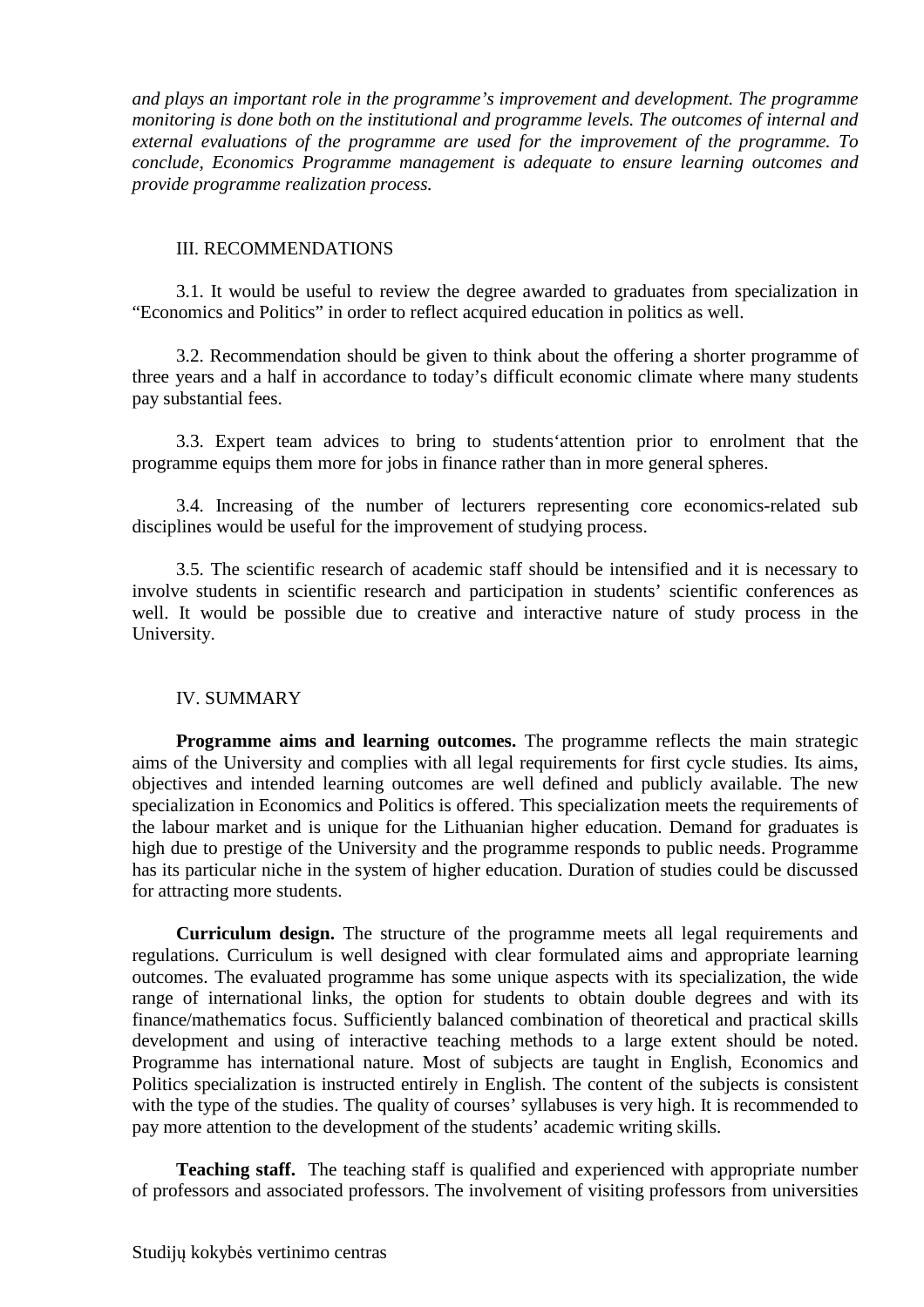*and plays an important role in the programme's improvement and development. The programme monitoring is done both on the institutional and programme levels. The outcomes of internal and external evaluations of the programme are used for the improvement of the programme. To conclude, Economics Programme management is adequate to ensure learning outcomes and provide programme realization process.*

## III. RECOMMENDATIONS

3.1. It would be useful to review the degree awarded to graduates from specialization in "Economics and Politics" in order to reflect acquired education in politics as well.

3.2. Recommendation should be given to think about the offering a shorter programme of three years and a half in accordance to today's difficult economic climate where many students pay substantial fees.

3.3. Expert team advices to bring to students'attention prior to enrolment that the programme equips them more for jobs in finance rather than in more general spheres.

3.4. Increasing of the number of lecturers representing core economics-related sub disciplines would be useful for the improvement of studying process.

3.5. The scientific research of academic staff should be intensified and it is necessary to involve students in scientific research and participation in students' scientific conferences as well. It would be possible due to creative and interactive nature of study process in the University.

## IV. SUMMARY

**Programme aims and learning outcomes.** The programme reflects the main strategic aims of the University and complies with all legal requirements for first cycle studies. Its aims, objectives and intended learning outcomes are well defined and publicly available. The new specialization in Economics and Politics is offered. This specialization meets the requirements of the labour market and is unique for the Lithuanian higher education. Demand for graduates is high due to prestige of the University and the programme responds to public needs. Programme has its particular niche in the system of higher education. Duration of studies could be discussed for attracting more students.

**Curriculum design.** The structure of the programme meets all legal requirements and regulations. Curriculum is well designed with clear formulated aims and appropriate learning outcomes. The evaluated programme has some unique aspects with its specialization, the wide range of international links, the option for students to obtain double degrees and with its finance/mathematics focus. Sufficiently balanced combination of theoretical and practical skills development and using of interactive teaching methods to a large extent should be noted. Programme has international nature. Most of subjects are taught in English, Economics and Politics specialization is instructed entirely in English. The content of the subjects is consistent with the type of the studies. The quality of courses' syllabuses is very high. It is recommended to pay more attention to the development of the students' academic writing skills.

**Teaching staff.** The teaching staff is qualified and experienced with appropriate number of professors and associated professors. The involvement of visiting professors from universities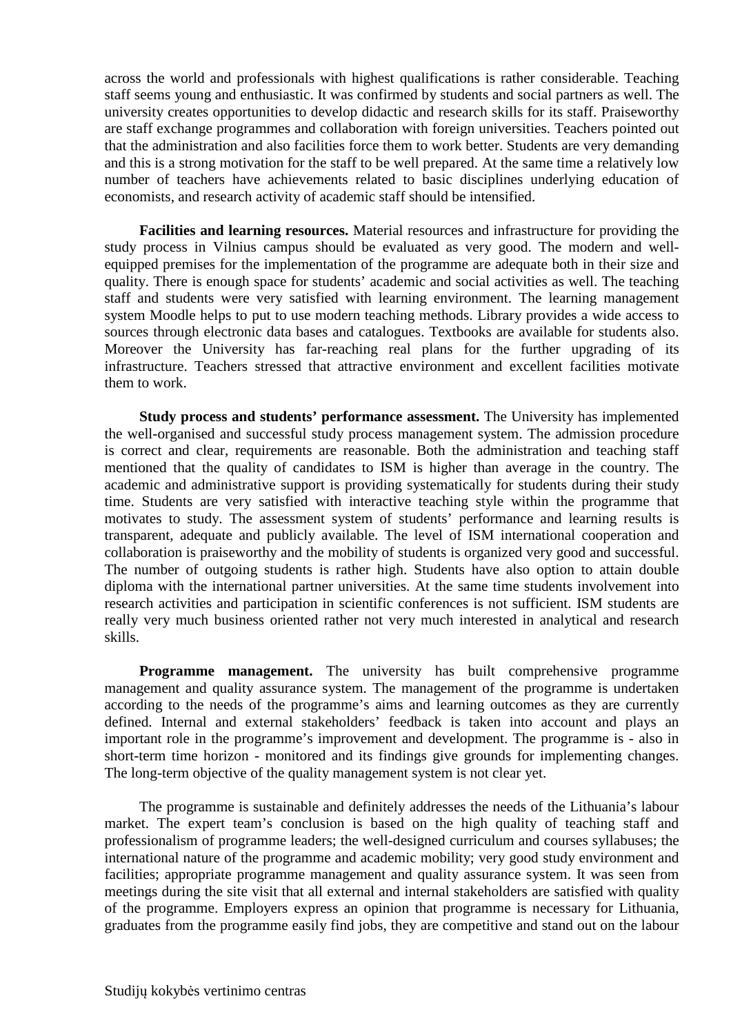across the world and professionals with highest qualifications is rather considerable. Teaching staff seems young and enthusiastic. It was confirmed by students and social partners as well. The university creates opportunities to develop didactic and research skills for its staff. Praiseworthy are staff exchange programmes and collaboration with foreign universities. Teachers pointed out that the administration and also facilities force them to work better. Students are very demanding and this is a strong motivation for the staff to be well prepared. At the same time a relatively low number of teachers have achievements related to basic disciplines underlying education of economists, and research activity of academic staff should be intensified.

**Facilities and learning resources.** Material resources and infrastructure for providing the study process in Vilnius campus should be evaluated as very good. The modern and well-equipped premises for the implementation of the programme are adequate both in their size and quality. There is enough space for students' academic and social activities as well. The teaching staff and students were very satisfied with learning environment. The learning management system Moodle helps to put to use modern teaching methods. Library provides a wide access to sources through electronic data bases and catalogues. Textbooks are available for students also. Moreover the University has far-reaching real plans for the further upgrading of its infrastructure. Teachers stressed that attractive environment and excellent facilities motivate them to work.

**Study process and students' performance assessment.** The University has implemented the well-organised and successful study process management system. The admission procedure is correct and clear, requirements are reasonable. Both the administration and teaching staff mentioned that the quality of candidates to ISM is higher than average in the country. The academic and administrative support is providing systematically for students during their study time. Students are very satisfied with interactive teaching style within the programme that motivates to study. The assessment system of students' performance and learning results is transparent, adequate and publicly available. The level of ISM international cooperation and collaboration is praiseworthy and the mobility of students is organized very good and successful. The number of outgoing students is rather high. Students have also option to attain double diploma with the international partner universities. At the same time students involvement into research activities and participation in scientific conferences is not sufficient. ISM students are really very much business oriented rather not very much interested in analytical and research skills.

**Programme management.** The university has built comprehensive programme management and quality assurance system. The management of the programme is undertaken according to the needs of the programme's aims and learning outcomes as they are currently defined. Internal and external stakeholders' feedback is taken into account and plays an important role in the programme's improvement and development. The programme is - also in short-term time horizon - monitored and its findings give grounds for implementing changes. The long-term objective of the quality management system is not clear yet.

The programme is sustainable and definitely addresses the needs of the Lithuania's labour market. The expert team's conclusion is based on the high quality of teaching staff and professionalism of programme leaders; the well-designed curriculum and courses syllabuses; the international nature of the programme and academic mobility; very good study environment and facilities; appropriate programme management and quality assurance system. It was seen from meetings during the site visit that all external and internal stakeholders are satisfied with quality of the programme. Employers express an opinion that programme is necessary for Lithuania, graduates from the programme easily find jobs, they are competitive and stand out on the labour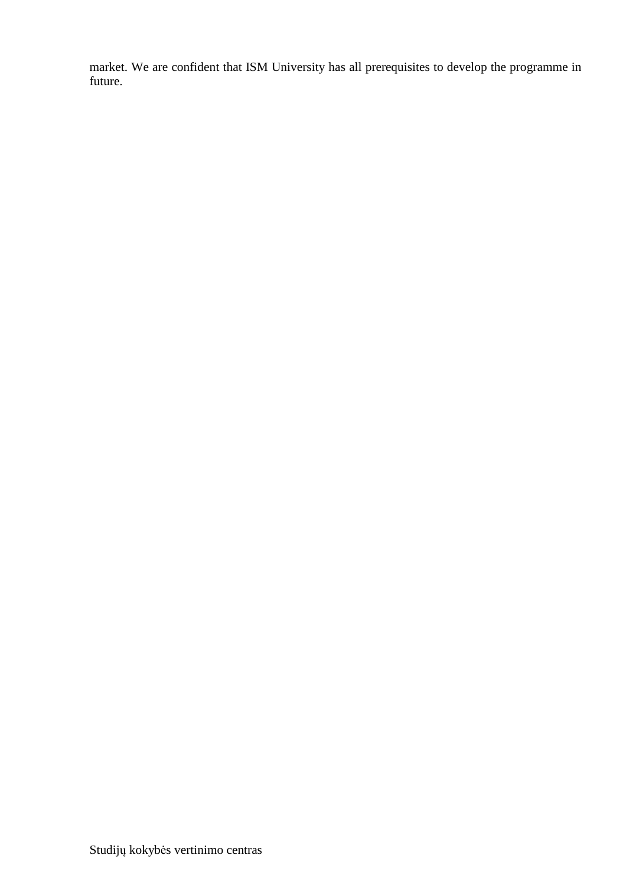market. We are confident that ISM University has all prerequisites to develop the programme in future.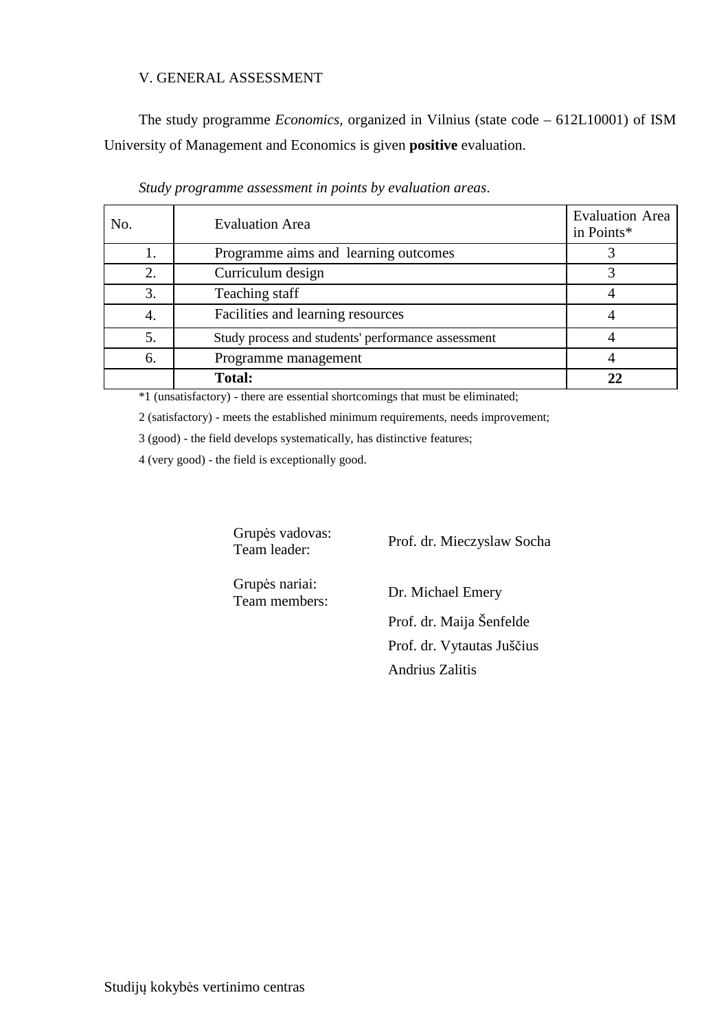## V. GENERAL ASSESSMENT

The study programme *Economics,* organized in Vilnius (state code – 612L10001) of ISM University of Management and Economics is given **positive** evaluation.

*Study programme assessment in points by evaluation areas*.

| No. | Evaluation Area | Evaluation Area in Points* |
|---|---|---|
| 1. | Programme aims and learning outcomes | 3 |
| 2. | Curriculum design | 3 |
| 3. | Teaching staff | 4 |
| 4. | Facilities and learning resources | 4 |
| 5. | Study process and students' performance assessment | 4 |
| 6. | Programme management | 4 |
| | **Total:** | **22** |

*1 (unsatisfactory) - there are essential shortcomings that must be eliminated;

2 (satisfactory) - meets the established minimum requirements, needs improvement;

3 (good) - the field develops systematically, has distinctive features;

4 (very good) - the field is exceptionally good.

Grupės vadovas:
Team leader: Prof. dr. Mieczyslaw Socha

Grupės nariai:
Team members: Dr. Michael Emery

Prof. dr. Maija Šenfelde

Prof. dr. Vytautas Juščius

Andrius Zalitis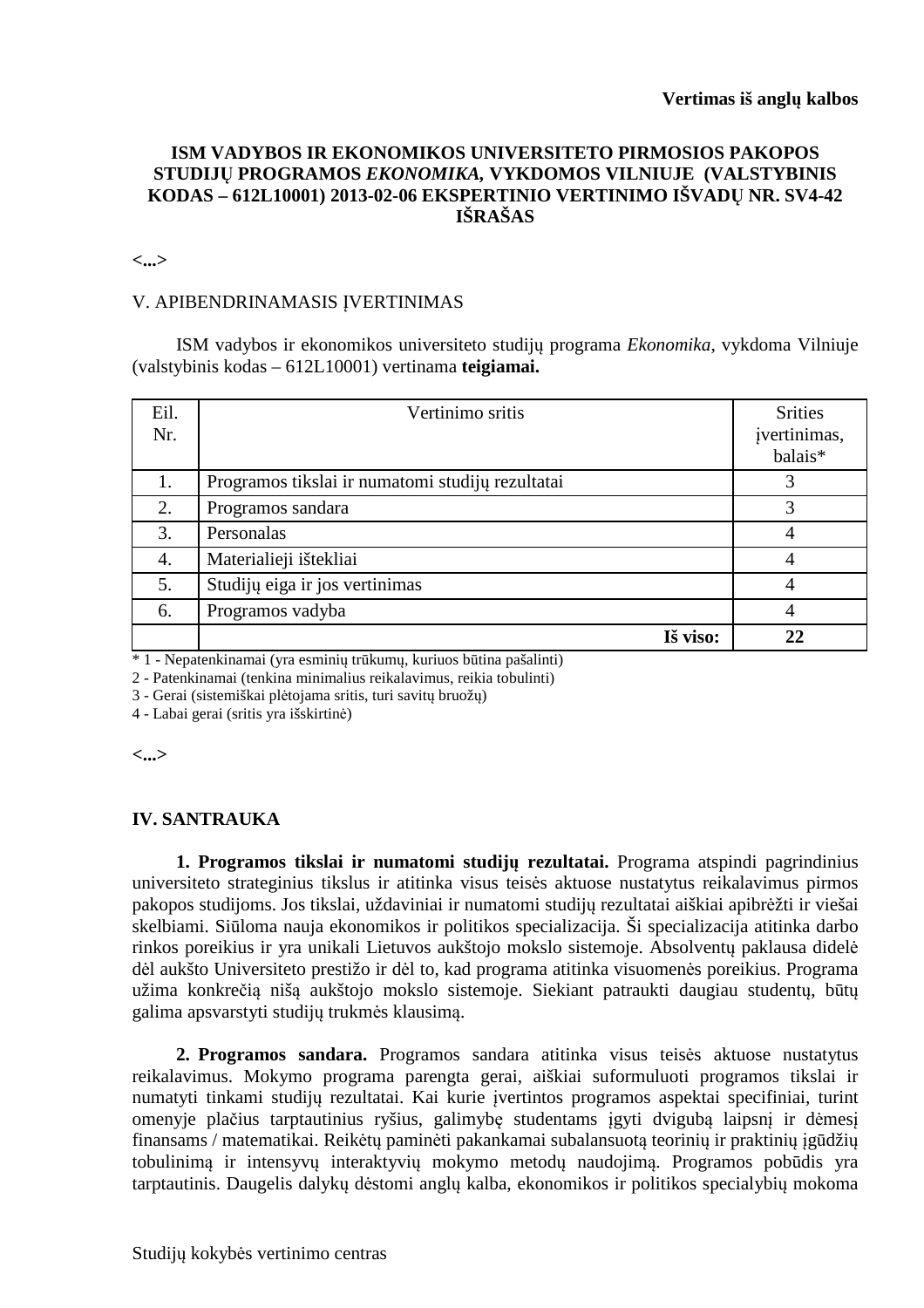**Vertimas iš anglų kalbos**

**ISM VADYBOS IR EKONOMIKOS UNIVERSITETO PIRMOSIOS PAKOPOS STUDIJŲ PROGRAMOS *EKONOMIKA*, VYKDOMOS VILNIUJE (VALSTYBINIS KODAS – 612L10001) 2013-02-06 EKSPERTINIO VERTINIMO IŠVADŲ NR. SV4-42 IŠRAŠAS**

**<...>**

V. APIBENDRINAMASIS ĮVERTINIMAS

ISM vadybos ir ekonomikos universiteto studijų programa *Ekonomika*, vykdoma Vilniuje (valstybinis kodas – 612L10001) vertinama **teigiamai.**

| Eil. Nr. | Vertinimo sritis | Srities įvertinimas, balais* |
|---|---|---|
| 1. | Programos tikslai ir numatomi studijų rezultatai | 3 |
| 2. | Programos sandara | 3 |
| 3. | Personalas | 4 |
| 4. | Materialieji ištekliai | 4 |
| 5. | Studijų eiga ir jos vertinimas | 4 |
| 6. | Programos vadyba | 4 |
| | **Iš viso:** | **22** |

\* 1 - Nepatenkinamai (yra esminių trūkumų, kuriuos būtina pašalinti)
2 - Patenkinamai (tenkina minimalius reikalavimus, reikia tobulinti)
3 - Gerai (sistemiškai plėtojama sritis, turi savitų bruožų)
4 - Labai gerai (sritis yra išskirtinė)

**<...>**

**IV. SANTRAUKA**

**1. Programos tikslai ir numatomi studijų rezultatai.** Programa atspindi pagrindinius universiteto strateginius tikslus ir atitinka visus teisės aktuose nustatytus reikalavimus pirmos pakopos studijoms. Jos tikslai, uždaviniai ir numatomi studijų rezultatai aiškiai apibrėžti ir viešai skelbiami. Siūloma nauja ekonomikos ir politikos specializacija. Ši specializacija atitinka darbo rinkos poreikius ir yra unikali Lietuvos aukštojo mokslo sistemoje. Absolventų paklausa didelė dėl aukšto Universiteto prestižo ir dėl to, kad programa atitinka visuomenės poreikius. Programa užima konkrečią nišą aukštojo mokslo sistemoje. Siekiant patraukti daugiau studentų, būtų galima apsvarstyti studijų trukmės klausimą.

**2. Programos sandara.** Programos sandara atitinka visus teisės aktuose nustatytus reikalavimus. Mokymo programa parengta gerai, aiškiai suformuluoti programos tikslai ir numatyti tinkami studijų rezultatai. Kai kurie įvertintos programos aspektai specifiniai, turint omenyje plačius tarptautinius ryšius, galimybę studentams įgyti dvigubą laipsnį ir dėmesį finansams / matematikai. Reikėtų paminėti pakankamai subalansuotą teorinių ir praktinių įgūdžių tobulinimą ir intensyvų interaktyvių mokymo metodų naudojimą. Programos pobūdis yra tarptautinis. Daugelis dalykų dėstomi anglų kalba, ekonomikos ir politikos specialybių mokoma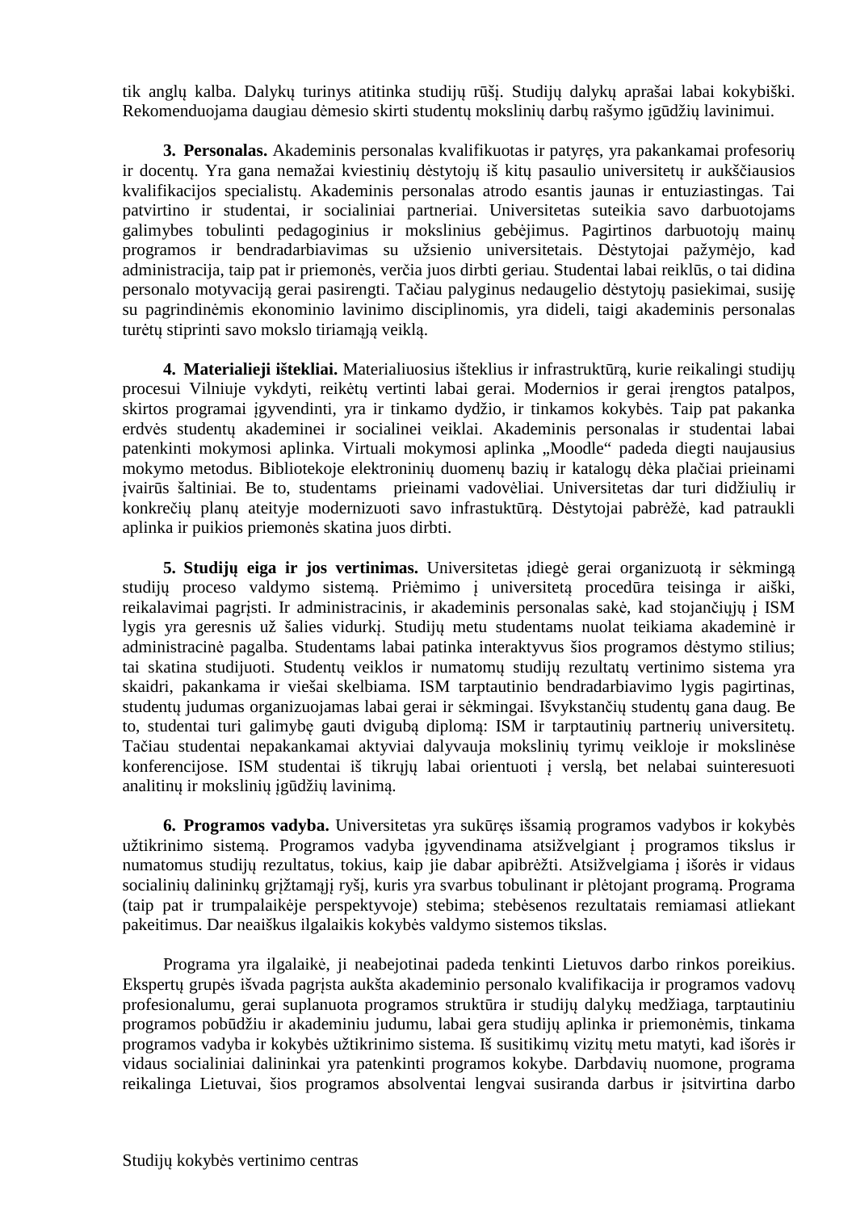tik anglų kalba. Dalykų turinys atitinka studijų rūšį. Studijų dalykų aprašai labai kokybiški. Rekomenduojama daugiau dėmesio skirti studentų mokslinių darbų rašymo įgūdžių lavinimui.

**3. Personalas.** Akademinis personalas kvalifikuotas ir patyręs, yra pakankamai profesorių ir docentų. Yra gana nemažai kviestinių dėstytojų iš kitų pasaulio universitetų ir aukščiausios kvalifikacijos specialistų. Akademinis personalas atrodo esantis jaunas ir entuziastingas. Tai patvirtino ir studentai, ir socialiniai partneriai. Universitetas suteikia savo darbuotojams galimybes tobulinti pedagoginius ir mokslinius gebėjimus. Pagirtinos darbuotojų mainų programos ir bendradarbiavimas su užsienio universitetais. Dėstytojai pažymėjo, kad administracija, taip pat ir priemonės, verčia juos dirbti geriau. Studentai labai reiklūs, o tai didina personalo motyvaciją gerai pasirengti. Tačiau palyginus nedaugelio dėstytojų pasiekimai, susiję su pagrindinėmis ekonominio lavinimo disciplinomis, yra dideli, taigi akademinis personalas turėtų stiprinti savo mokslo tiriamąją veiklą.

**4. Materialieji ištekliai.** Materialiuosius išteklius ir infrastruktūrą, kurie reikalingi studijų procesui Vilniuje vykdyti, reikėtų vertinti labai gerai. Modernios ir gerai įrengtos patalpos, skirtos programai įgyvendinti, yra ir tinkamo dydžio, ir tinkamos kokybės. Taip pat pakanka erdvės studentų akademinei ir socialinei veiklai. Akademinis personalas ir studentai labai patenkinti mokymosi aplinka. Virtuali mokymosi aplinka „Moodle“ padeda diegti naujausius mokymo metodus. Bibliotekoje elektroninių duomenų bazių ir katalogų dėka plačiai prieinami įvairūs šaltiniai. Be to, studentams prieinami vadovėliai. Universitetas dar turi didžiulių ir konkrečių planų ateityje modernizuoti savo infrastuktūrą. Dėstytojai pabrėžė, kad patraukli aplinka ir puikios priemonės skatina juos dirbti.

**5. Studijų eiga ir jos vertinimas.** Universitetas įdiegė gerai organizuotą ir sėkmingą studijų proceso valdymo sistemą. Priėmimo į universitetą procedūra teisinga ir aiški, reikalavimai pagrįsti. Ir administracinis, ir akademinis personalas sakė, kad stojančiųjų į ISM lygis yra geresnis už šalies vidurkį. Studijų metu studentams nuolat teikiama akademinė ir administracinė pagalba. Studentams labai patinka interaktyvus šios programos dėstymo stilius; tai skatina studijuoti. Studentų veiklos ir numatomų studijų rezultatų vertinimo sistema yra skaidri, pakankama ir viešai skelbiama. ISM tarptautinio bendradarbiavimo lygis pagirtinas, studentų judumas organizuojamas labai gerai ir sėkmingai. Išvykstančių studentų gana daug. Be to, studentai turi galimybę gauti dvigubą diplomą: ISM ir tarptautinių partnerių universitetų. Tačiau studentai nepakankamai aktyviai dalyvauja mokslinių tyrimų veikloje ir mokslinėse konferencijose. ISM studentai iš tikrųjų labai orientuoti į verslą, bet nelabai suinteresuoti analitinių ir mokslinių įgūdžių lavinimą.

**6. Programos vadyba.** Universitetas yra sukūręs išsamią programos vadybos ir kokybės užtikrinimo sistemą. Programos vadyba įgyvendinama atsižvelgiant į programos tikslus ir numatomus studijų rezultatus, tokius, kaip jie dabar apibrėžti. Atsižvelgiama į išorės ir vidaus socialinių dalininkų grįžtamąjį ryšį, kuris yra svarbus tobulinant ir plėtojant programą. Programa (taip pat ir trumpalaikėje perspektyvoje) stebima; stebėsenos rezultatais remiamasi atliekant pakeitimus. Dar neaiškus ilgalaikis kokybės valdymo sistemos tikslas.

Programa yra ilgalaikė, ji neabejotinai padeda tenkinti Lietuvos darbo rinkos poreikius. Ekspertų grupės išvada pagrįsta aukšta akademinio personalo kvalifikacija ir programos vadovų profesionalumu, gerai suplanuota programos struktūra ir studijų dalykų medžiaga, tarptautiniu programos pobūdžiu ir akademiniu judumu, labai gera studijų aplinka ir priemonėmis, tinkama programos vadyba ir kokybės užtikrinimo sistema. Iš susitikimų vizitų metu matyti, kad išorės ir vidaus socialiniai dalininkai yra patenkinti programos kokybe. Darbdavių nuomone, programa reikalinga Lietuvai, šios programos absolventai lengvai susiranda darbus ir įsitvirtina darbo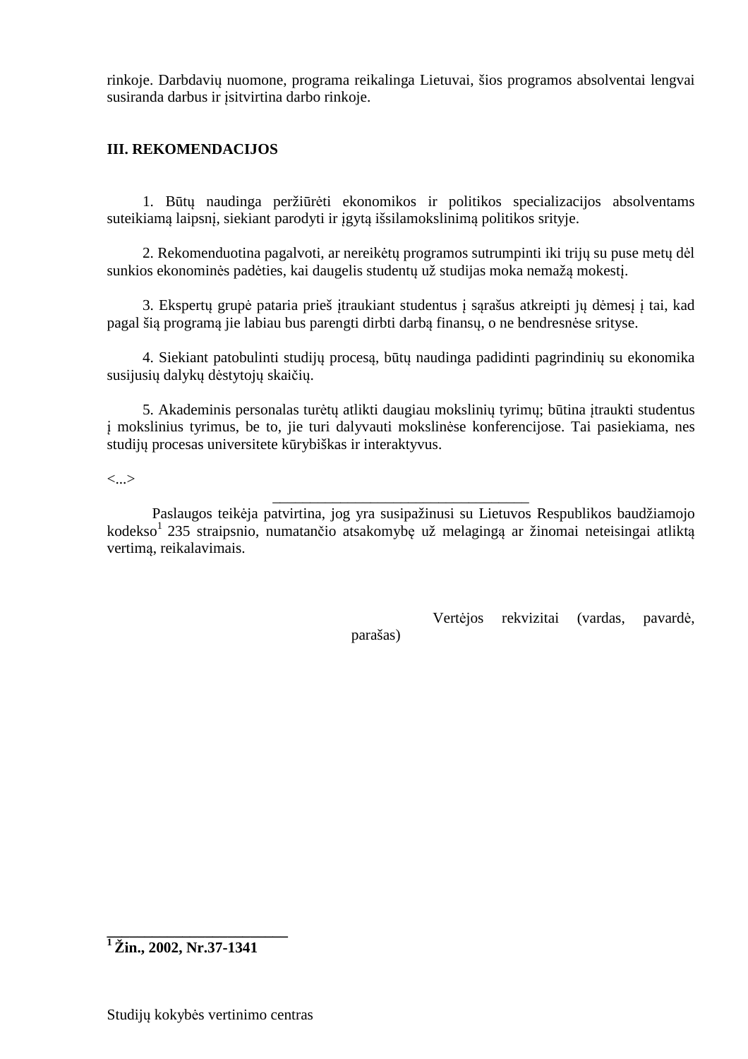rinkoje. Darbdavių nuomone, programa reikalinga Lietuvai, šios programos absolventai lengvai susiranda darbus ir įsitvirtina darbo rinkoje.

## III. REKOMENDACIJOS

1. Būtų naudinga peržiūrėti ekonomikos ir politikos specializacijos absolventams suteikiamą laipsnį, siekiant parodyti ir įgytą išsilamokslinimą politikos srityje.

2. Rekomenduotina pagalvoti, ar nereikėtų programos sutrumpinti iki trijų su puse metų dėl sunkios ekonominės padėties, kai daugelis studentų už studijas moka nemažą mokestį.

3. Ekspertų grupė pataria prieš įtraukiant studentus į sąrašus atkreipti jų dėmesį į tai, kad pagal šią programą jie labiau bus parengti dirbti darbą finansų, o ne bendresnėse srityse.

4. Siekiant patobulinti studijų procesą, būtų naudinga padidinti pagrindinių su ekonomika susijusių dalykų dėstytojų skaičių.

5. Akademinis personalas turėtų atlikti daugiau mokslinių tyrimų; būtina įtraukti studentus į mokslinius tyrimus, be to, jie turi dalyvauti mokslinėse konferencijose. Tai pasiekiama, nes studijų procesas universitete kūrybiškas ir interaktyvus.

<...>

________________________________

Paslaugos teikėja patvirtina, jog yra susipažinusi su Lietuvos Respublikos baudžiamojo kodekso[1] 235 straipsnio, numatančio atsakomybę už melagingą ar žinomai neteisingai atliktą vertimą, reikalavimais.

Vertėjos rekvizitai (vardas, pavardė, parašas)

________________________

**[1] Žin., 2002, Nr.37-1341**